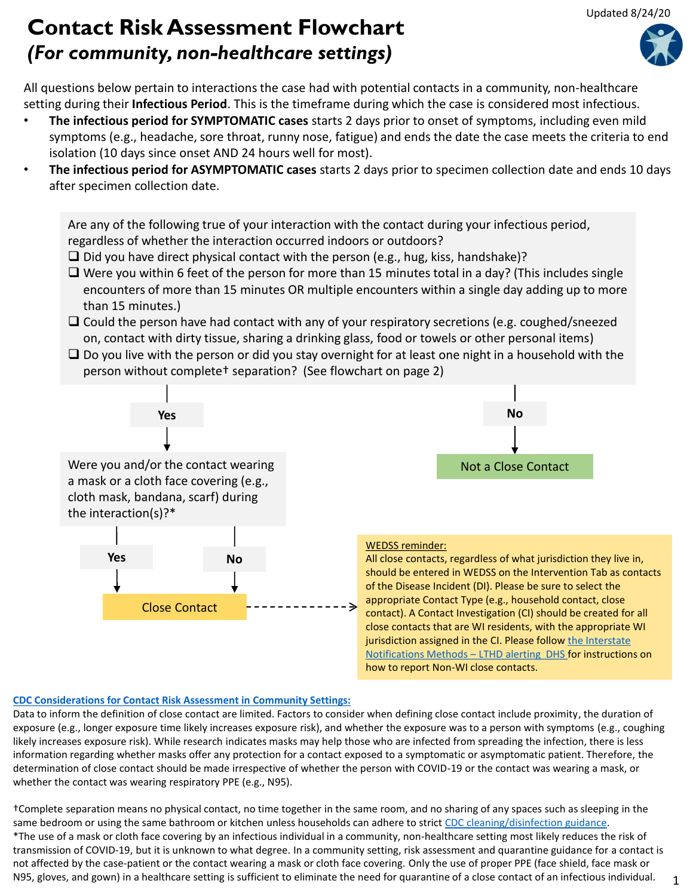Updated 8/24/20

# Contact Risk Assessment Flowchart
## *(For community, non-healthcare settings)*

All questions below pertain to interactions the case had with potential contacts in a community, non-healthcare setting during their **Infectious Period**. This is the timeframe during which the case is considered most infectious.

- **The infectious period for SYMPTOMATIC cases** starts 2 days prior to onset of symptoms, including even mild symptoms (e.g., headache, sore throat, runny nose, fatigue) and ends the date the case meets the criteria to end isolation (10 days since onset AND 24 hours well for most).
- **The infectious period for ASYMPTOMATIC cases** starts 2 days prior to specimen collection date and ends 10 days after specimen collection date.

Are any of the following true of your interaction with the contact during your infectious period, regardless of whether the interaction occurred indoors or outdoors?

- ❑ Did you have direct physical contact with the person (e.g., hug, kiss, handshake)?
- ❑ Were you within 6 feet of the person for more than 15 minutes total in a day? (This includes single encounters of more than 15 minutes OR multiple encounters within a single day adding up to more than 15 minutes.)
- ❑ Could the person have had contact with any of your respiratory secretions (e.g. coughed/sneezed on, contact with dirty tissue, sharing a drinking glass, food or towels or other personal items)
- ❑ Do you live with the person or did you stay overnight for at least one night in a household with the person without complete† separation? (See flowchart on page 2)

**Yes** → Were you and/or the contact wearing a mask or a cloth face covering (e.g., cloth mask, bandana, scarf) during the interaction(s)?*

- **Yes** → Close Contact
- **No** → Close Contact

**No** → Not a Close Contact

Close Contact → WEDSS reminder:

WEDSS reminder:
All close contacts, regardless of what jurisdiction they live in, should be entered in WEDSS on the Intervention Tab as contacts of the Disease Incident (DI). Please be sure to select the appropriate Contact Type (e.g., household contact, close contact). A Contact Investigation (CI) should be created for all close contacts that are WI residents, with the appropriate WI jurisdiction assigned in the CI. Please follow the Interstate Notifications Methods – LTHD alerting DHS for instructions on how to report Non-WI close contacts.

**CDC Considerations for Contact Risk Assessment in Community Settings:**
Data to inform the definition of close contact are limited. Factors to consider when defining close contact include proximity, the duration of exposure (e.g., longer exposure time likely increases exposure risk), and whether the exposure was to a person with symptoms (e.g., coughing likely increases exposure risk). While research indicates masks may help those who are infected from spreading the infection, there is less information regarding whether masks offer any protection for a contact exposed to a symptomatic or asymptomatic patient. Therefore, the determination of close contact should be made irrespective of whether the person with COVID-19 or the contact was wearing a mask, or whether the contact was wearing respiratory PPE (e.g., N95).

†Complete separation means no physical contact, no time together in the same room, and no sharing of any spaces such as sleeping in the same bedroom or using the same bathroom or kitchen unless households can adhere to strict CDC cleaning/disinfection guidance.

*The use of a mask or cloth face covering by an infectious individual in a community, non-healthcare setting most likely reduces the risk of transmission of COVID-19, but it is unknown to what degree. In a community setting, risk assessment and quarantine guidance for a contact is not affected by the case-patient or the contact wearing a mask or cloth face covering. Only the use of proper PPE (face shield, face mask or N95, gloves, and gown) in a healthcare setting is sufficient to eliminate the need for quarantine of a close contact of an infectious individual.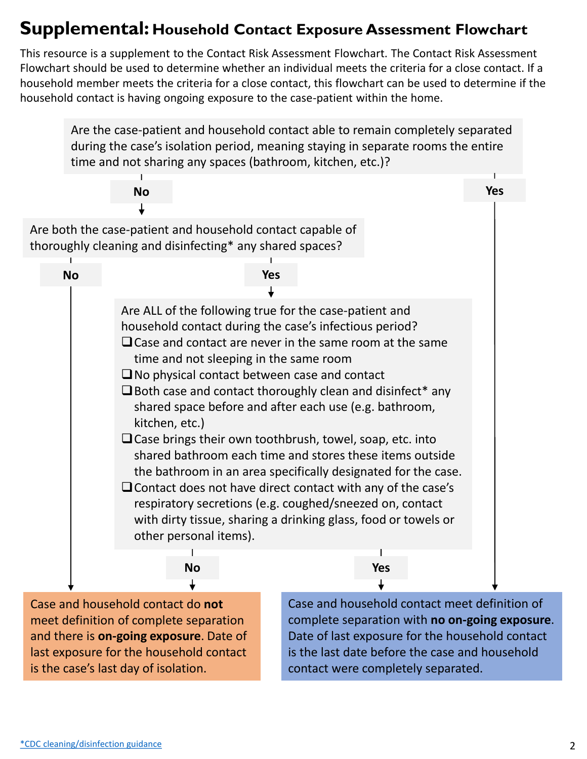# **Supplemental:** Household Contact Exposure Assessment Flowchart

This resource is a supplement to the Contact Risk Assessment Flowchart. The Contact Risk Assessment Flowchart should be used to determine whether an individual meets the criteria for a close contact. If a household member meets the criteria for a close contact, this flowchart can be used to determine if the household contact is having ongoing exposure to the case-patient within the home.

Are the case-patient and household contact able to remain completely separated during the case's isolation period, meaning staying in separate rooms the entire time and not sharing any spaces (bathroom, kitchen, etc.)?

- **No** → Are both the case-patient and household contact capable of thoroughly cleaning and disinfecting* any shared spaces?
  - **No** → Case and household contact do **not** meet definition of complete separation and there is **on-going exposure**. Date of last exposure for the household contact is the case's last day of isolation.
  - **Yes** → Are ALL of the following true for the case-patient and household contact during the case's infectious period?
    - ❑ Case and contact are never in the same room at the same time and not sleeping in the same room
    - ❑ No physical contact between case and contact
    - ❑ Both case and contact thoroughly clean and disinfect* any shared space before and after each use (e.g. bathroom, kitchen, etc.)
    - ❑ Case brings their own toothbrush, towel, soap, etc. into shared bathroom each time and stores these items outside the bathroom in an area specifically designated for the case.
    - ❑ Contact does not have direct contact with any of the case's respiratory secretions (e.g. coughed/sneezed on, contact with dirty tissue, sharing a drinking glass, food or towels or other personal items).
    - **No** → Case and household contact do **not** meet definition of complete separation and there is **on-going exposure**. Date of last exposure for the household contact is the case's last day of isolation.
    - **Yes** → Case and household contact meet definition of complete separation with **no on-going exposure**. Date of last exposure for the household contact is the last date before the case and household contact were completely separated.
- **Yes** → Case and household contact meet definition of complete separation with **no on-going exposure**. Date of last exposure for the household contact is the last date before the case and household contact were completely separated.

*CDC cleaning/disinfection guidance